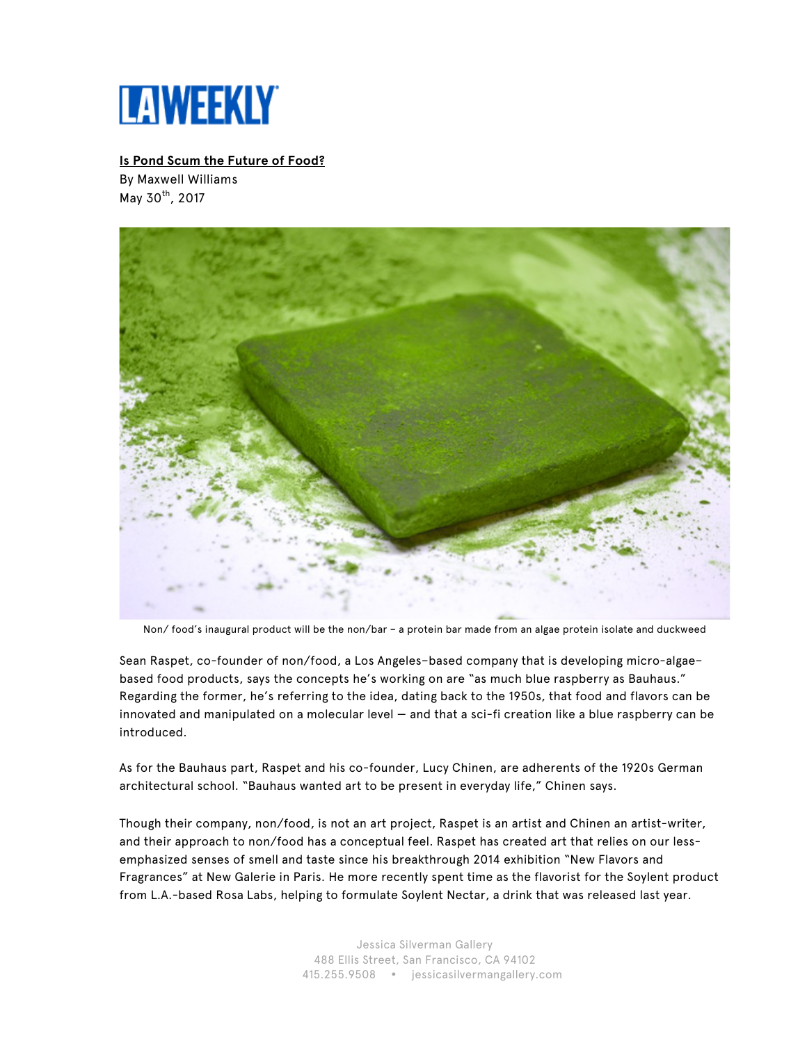**LA WEEKLY**

**Is Pond Scum the Future of Food?**

By Maxwell Williams

May 30th, 2017

Non/ food's inaugural product will be the non/bar – a protein bar made from an algae protein isolate and duckweed

Sean Raspet, co-founder of non/food, a Los Angeles-based company that is developing micro-algae-based food products, says the concepts he's working on are "as much blue raspberry as Bauhaus." Regarding the former, he's referring to the idea, dating back to the 1950s, that food and flavors can be innovated and manipulated on a molecular level — and that a sci-fi creation like a blue raspberry can be introduced.

As for the Bauhaus part, Raspet and his co-founder, Lucy Chinen, are adherents of the 1920s German architectural school. "Bauhaus wanted art to be present in everyday life," Chinen says.

Though their company, non/food, is not an art project, Raspet is an artist and Chinen an artist-writer, and their approach to non/food has a conceptual feel. Raspet has created art that relies on our less-emphasized senses of smell and taste since his breakthrough 2014 exhibition "New Flavors and Fragrances" at New Galerie in Paris. He more recently spent time as the flavorist for the Soylent product from L.A.-based Rosa Labs, helping to formulate Soylent Nectar, a drink that was released last year.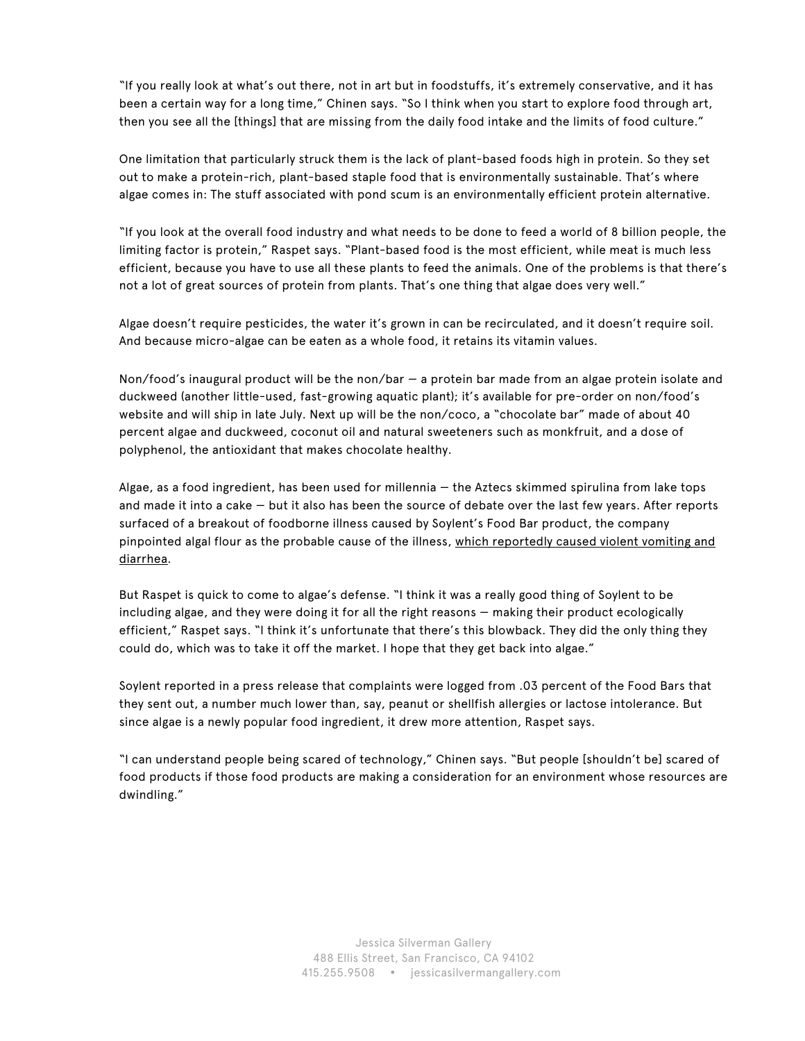"If you really look at what's out there, not in art but in foodstuffs, it's extremely conservative, and it has been a certain way for a long time," Chinen says. "So I think when you start to explore food through art, then you see all the [things] that are missing from the daily food intake and the limits of food culture."

One limitation that particularly struck them is the lack of plant-based foods high in protein. So they set out to make a protein-rich, plant-based staple food that is environmentally sustainable. That's where algae comes in: The stuff associated with pond scum is an environmentally efficient protein alternative.

"If you look at the overall food industry and what needs to be done to feed a world of 8 billion people, the limiting factor is protein," Raspet says. "Plant-based food is the most efficient, while meat is much less efficient, because you have to use all these plants to feed the animals. One of the problems is that there's not a lot of great sources of protein from plants. That's one thing that algae does very well."

Algae doesn't require pesticides, the water it's grown in can be recirculated, and it doesn't require soil. And because micro-algae can be eaten as a whole food, it retains its vitamin values.

Non/food's inaugural product will be the non/bar — a protein bar made from an algae protein isolate and duckweed (another little-used, fast-growing aquatic plant); it's available for pre-order on non/food's website and will ship in late July. Next up will be the non/coco, a "chocolate bar" made of about 40 percent algae and duckweed, coconut oil and natural sweeteners such as monkfruit, and a dose of polyphenol, the antioxidant that makes chocolate healthy.

Algae, as a food ingredient, has been used for millennia — the Aztecs skimmed spirulina from lake tops and made it into a cake — but it also has been the source of debate over the last few years. After reports surfaced of a breakout of foodborne illness caused by Soylent's Food Bar product, the company pinpointed algal flour as the probable cause of the illness, which reportedly caused violent vomiting and diarrhea.

But Raspet is quick to come to algae's defense. "I think it was a really good thing of Soylent to be including algae, and they were doing it for all the right reasons — making their product ecologically efficient," Raspet says. "I think it's unfortunate that there's this blowback. They did the only thing they could do, which was to take it off the market. I hope that they get back into algae."

Soylent reported in a press release that complaints were logged from .03 percent of the Food Bars that they sent out, a number much lower than, say, peanut or shellfish allergies or lactose intolerance. But since algae is a newly popular food ingredient, it drew more attention, Raspet says.

"I can understand people being scared of technology," Chinen says. "But people [shouldn't be] scared of food products if those food products are making a consideration for an environment whose resources are dwindling."